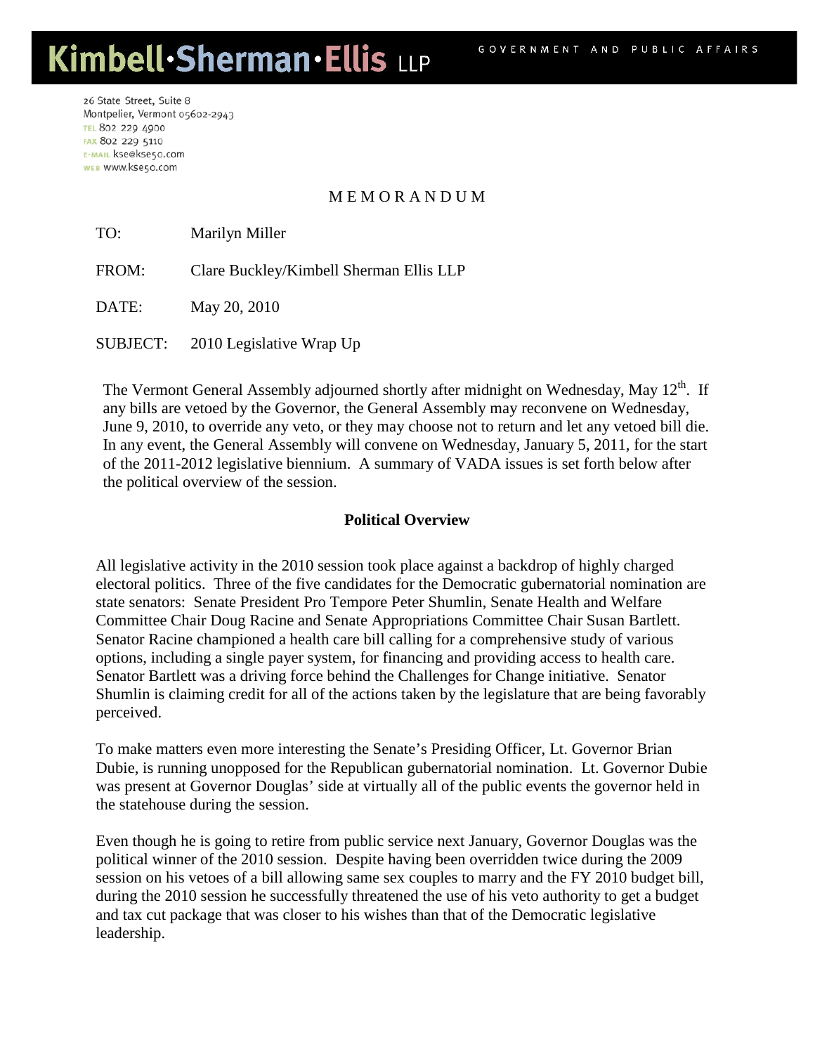# Kimbell·Sherman·Ellis LLP

GOVERNMENT AND PUBLIC AFFAIRS

26 State Street, Suite 8
Montpelier, Vermont 05602-2943
TEL 802 229 4900
FAX 802 229 5110
E-MAIL kse@kse50.com
WEB www.kse50.com

## MEMORANDUM

TO: Marilyn Miller

FROM: Clare Buckley/Kimbell Sherman Ellis LLP

DATE: May 20, 2010

SUBJECT: 2010 Legislative Wrap Up

The Vermont General Assembly adjourned shortly after midnight on Wednesday, May 12th. If any bills are vetoed by the Governor, the General Assembly may reconvene on Wednesday, June 9, 2010, to override any veto, or they may choose not to return and let any vetoed bill die. In any event, the General Assembly will convene on Wednesday, January 5, 2011, for the start of the 2011-2012 legislative biennium. A summary of VADA issues is set forth below after the political overview of the session.

### Political Overview

All legislative activity in the 2010 session took place against a backdrop of highly charged electoral politics. Three of the five candidates for the Democratic gubernatorial nomination are state senators: Senate President Pro Tempore Peter Shumlin, Senate Health and Welfare Committee Chair Doug Racine and Senate Appropriations Committee Chair Susan Bartlett. Senator Racine championed a health care bill calling for a comprehensive study of various options, including a single payer system, for financing and providing access to health care. Senator Bartlett was a driving force behind the Challenges for Change initiative. Senator Shumlin is claiming credit for all of the actions taken by the legislature that are being favorably perceived.

To make matters even more interesting the Senate's Presiding Officer, Lt. Governor Brian Dubie, is running unopposed for the Republican gubernatorial nomination. Lt. Governor Dubie was present at Governor Douglas' side at virtually all of the public events the governor held in the statehouse during the session.

Even though he is going to retire from public service next January, Governor Douglas was the political winner of the 2010 session. Despite having been overridden twice during the 2009 session on his vetoes of a bill allowing same sex couples to marry and the FY 2010 budget bill, during the 2010 session he successfully threatened the use of his veto authority to get a budget and tax cut package that was closer to his wishes than that of the Democratic legislative leadership.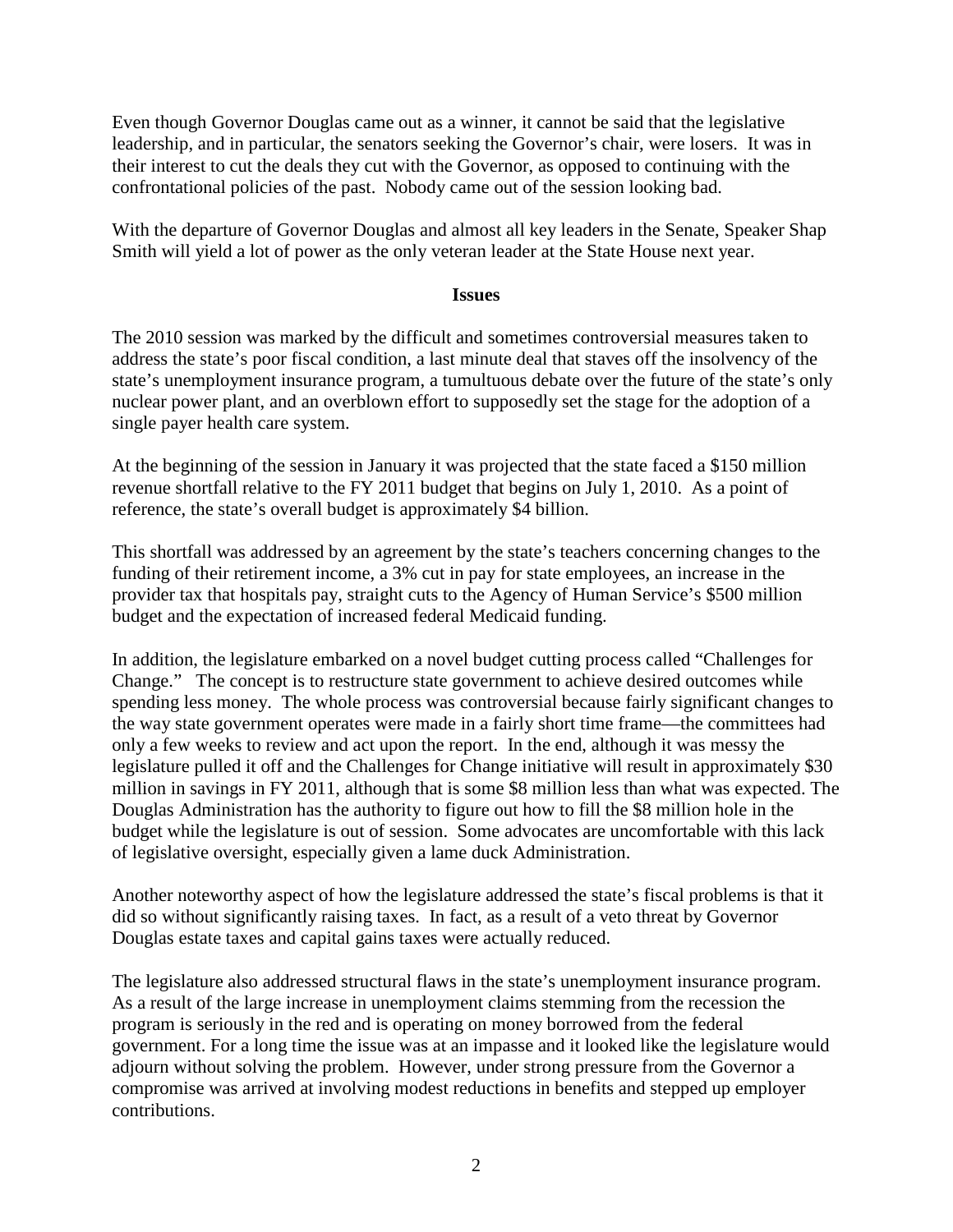Even though Governor Douglas came out as a winner, it cannot be said that the legislative leadership, and in particular, the senators seeking the Governor's chair, were losers. It was in their interest to cut the deals they cut with the Governor, as opposed to continuing with the confrontational policies of the past. Nobody came out of the session looking bad.

With the departure of Governor Douglas and almost all key leaders in the Senate, Speaker Shap Smith will yield a lot of power as the only veteran leader at the State House next year.

## Issues

The 2010 session was marked by the difficult and sometimes controversial measures taken to address the state's poor fiscal condition, a last minute deal that staves off the insolvency of the state's unemployment insurance program, a tumultuous debate over the future of the state's only nuclear power plant, and an overblown effort to supposedly set the stage for the adoption of a single payer health care system.

At the beginning of the session in January it was projected that the state faced a $150 million revenue shortfall relative to the FY 2011 budget that begins on July 1, 2010. As a point of reference, the state's overall budget is approximately $4 billion.

This shortfall was addressed by an agreement by the state's teachers concerning changes to the funding of their retirement income, a 3% cut in pay for state employees, an increase in the provider tax that hospitals pay, straight cuts to the Agency of Human Service's $500 million budget and the expectation of increased federal Medicaid funding.

In addition, the legislature embarked on a novel budget cutting process called "Challenges for Change." The concept is to restructure state government to achieve desired outcomes while spending less money. The whole process was controversial because fairly significant changes to the way state government operates were made in a fairly short time frame—the committees had only a few weeks to review and act upon the report. In the end, although it was messy the legislature pulled it off and the Challenges for Change initiative will result in approximately $30 million in savings in FY 2011, although that is some $8 million less than what was expected. The Douglas Administration has the authority to figure out how to fill the $8 million hole in the budget while the legislature is out of session. Some advocates are uncomfortable with this lack of legislative oversight, especially given a lame duck Administration.

Another noteworthy aspect of how the legislature addressed the state's fiscal problems is that it did so without significantly raising taxes. In fact, as a result of a veto threat by Governor Douglas estate taxes and capital gains taxes were actually reduced.

The legislature also addressed structural flaws in the state's unemployment insurance program. As a result of the large increase in unemployment claims stemming from the recession the program is seriously in the red and is operating on money borrowed from the federal government. For a long time the issue was at an impasse and it looked like the legislature would adjourn without solving the problem. However, under strong pressure from the Governor a compromise was arrived at involving modest reductions in benefits and stepped up employer contributions.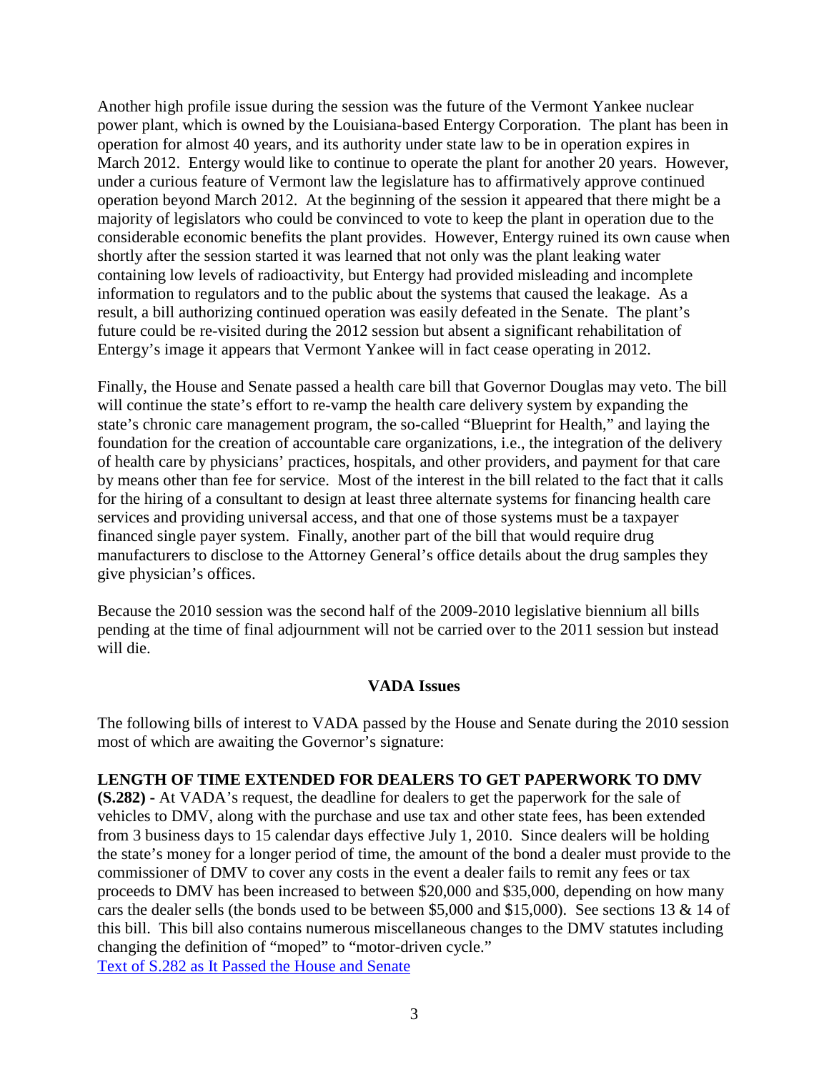Another high profile issue during the session was the future of the Vermont Yankee nuclear power plant, which is owned by the Louisiana-based Entergy Corporation. The plant has been in operation for almost 40 years, and its authority under state law to be in operation expires in March 2012. Entergy would like to continue to operate the plant for another 20 years. However, under a curious feature of Vermont law the legislature has to affirmatively approve continued operation beyond March 2012. At the beginning of the session it appeared that there might be a majority of legislators who could be convinced to vote to keep the plant in operation due to the considerable economic benefits the plant provides. However, Entergy ruined its own cause when shortly after the session started it was learned that not only was the plant leaking water containing low levels of radioactivity, but Entergy had provided misleading and incomplete information to regulators and to the public about the systems that caused the leakage. As a result, a bill authorizing continued operation was easily defeated in the Senate. The plant's future could be re-visited during the 2012 session but absent a significant rehabilitation of Entergy's image it appears that Vermont Yankee will in fact cease operating in 2012.

Finally, the House and Senate passed a health care bill that Governor Douglas may veto. The bill will continue the state's effort to re-vamp the health care delivery system by expanding the state's chronic care management program, the so-called "Blueprint for Health," and laying the foundation for the creation of accountable care organizations, i.e., the integration of the delivery of health care by physicians' practices, hospitals, and other providers, and payment for that care by means other than fee for service. Most of the interest in the bill related to the fact that it calls for the hiring of a consultant to design at least three alternate systems for financing health care services and providing universal access, and that one of those systems must be a taxpayer financed single payer system. Finally, another part of the bill that would require drug manufacturers to disclose to the Attorney General's office details about the drug samples they give physician's offices.

Because the 2010 session was the second half of the 2009-2010 legislative biennium all bills pending at the time of final adjournment will not be carried over to the 2011 session but instead will die.

## VADA Issues

The following bills of interest to VADA passed by the House and Senate during the 2010 session most of which are awaiting the Governor's signature:

**LENGTH OF TIME EXTENDED FOR DEALERS TO GET PAPERWORK TO DMV (S.282) -** At VADA's request, the deadline for dealers to get the paperwork for the sale of vehicles to DMV, along with the purchase and use tax and other state fees, has been extended from 3 business days to 15 calendar days effective July 1, 2010. Since dealers will be holding the state's money for a longer period of time, the amount of the bond a dealer must provide to the commissioner of DMV to cover any costs in the event a dealer fails to remit any fees or tax proceeds to DMV has been increased to between $20,000 and $35,000, depending on how many cars the dealer sells (the bonds used to be between $5,000 and $15,000). See sections 13 & 14 of this bill. This bill also contains numerous miscellaneous changes to the DMV statutes including changing the definition of "moped" to "motor-driven cycle."
Text of S.282 as It Passed the House and Senate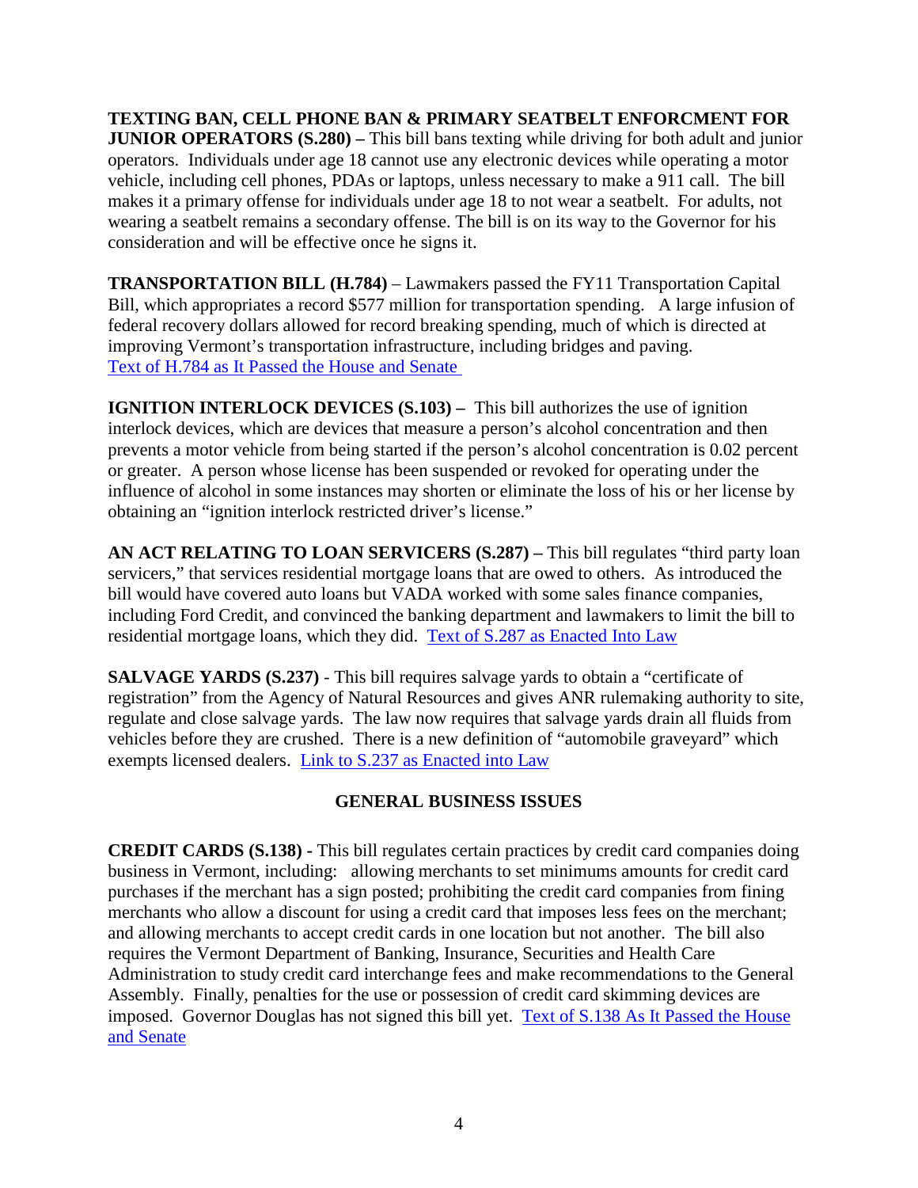**TEXTING BAN, CELL PHONE BAN & PRIMARY SEATBELT ENFORCMENT FOR JUNIOR OPERATORS (S.280) –** This bill bans texting while driving for both adult and junior operators. Individuals under age 18 cannot use any electronic devices while operating a motor vehicle, including cell phones, PDAs or laptops, unless necessary to make a 911 call. The bill makes it a primary offense for individuals under age 18 to not wear a seatbelt. For adults, not wearing a seatbelt remains a secondary offense. The bill is on its way to the Governor for his consideration and will be effective once he signs it.

**TRANSPORTATION BILL (H.784)** – Lawmakers passed the FY11 Transportation Capital Bill, which appropriates a record $577 million for transportation spending. A large infusion of federal recovery dollars allowed for record breaking spending, much of which is directed at improving Vermont's transportation infrastructure, including bridges and paving. Text of H.784 as It Passed the House and Senate

**IGNITION INTERLOCK DEVICES (S.103) –** This bill authorizes the use of ignition interlock devices, which are devices that measure a person's alcohol concentration and then prevents a motor vehicle from being started if the person's alcohol concentration is 0.02 percent or greater. A person whose license has been suspended or revoked for operating under the influence of alcohol in some instances may shorten or eliminate the loss of his or her license by obtaining an "ignition interlock restricted driver's license."

**AN ACT RELATING TO LOAN SERVICERS (S.287) –** This bill regulates "third party loan servicers," that services residential mortgage loans that are owed to others. As introduced the bill would have covered auto loans but VADA worked with some sales finance companies, including Ford Credit, and convinced the banking department and lawmakers to limit the bill to residential mortgage loans, which they did. Text of S.287 as Enacted Into Law

**SALVAGE YARDS (S.237)** - This bill requires salvage yards to obtain a "certificate of registration" from the Agency of Natural Resources and gives ANR rulemaking authority to site, regulate and close salvage yards. The law now requires that salvage yards drain all fluids from vehicles before they are crushed. There is a new definition of "automobile graveyard" which exempts licensed dealers. Link to S.237 as Enacted into Law

## GENERAL BUSINESS ISSUES

**CREDIT CARDS (S.138) -** This bill regulates certain practices by credit card companies doing business in Vermont, including: allowing merchants to set minimums amounts for credit card purchases if the merchant has a sign posted; prohibiting the credit card companies from fining merchants who allow a discount for using a credit card that imposes less fees on the merchant; and allowing merchants to accept credit cards in one location but not another. The bill also requires the Vermont Department of Banking, Insurance, Securities and Health Care Administration to study credit card interchange fees and make recommendations to the General Assembly. Finally, penalties for the use or possession of credit card skimming devices are imposed. Governor Douglas has not signed this bill yet. Text of S.138 As It Passed the House and Senate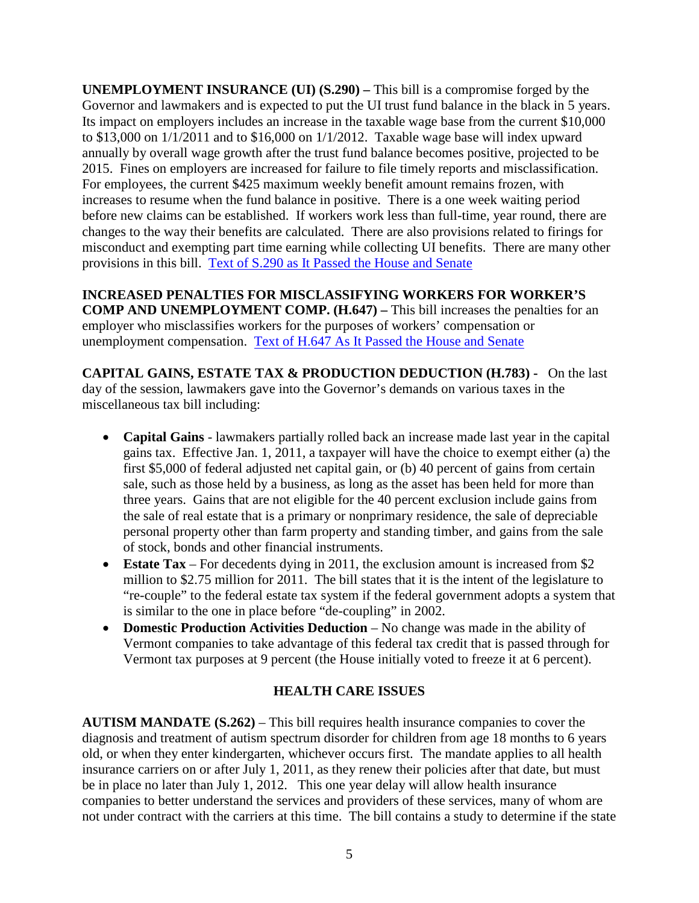**UNEMPLOYMENT INSURANCE (UI) (S.290) –** This bill is a compromise forged by the Governor and lawmakers and is expected to put the UI trust fund balance in the black in 5 years. Its impact on employers includes an increase in the taxable wage base from the current $10,000 to $13,000 on 1/1/2011 and to $16,000 on 1/1/2012. Taxable wage base will index upward annually by overall wage growth after the trust fund balance becomes positive, projected to be 2015. Fines on employers are increased for failure to file timely reports and misclassification. For employees, the current $425 maximum weekly benefit amount remains frozen, with increases to resume when the fund balance in positive. There is a one week waiting period before new claims can be established. If workers work less than full-time, year round, there are changes to the way their benefits are calculated. There are also provisions related to firings for misconduct and exempting part time earning while collecting UI benefits. There are many other provisions in this bill. Text of S.290 as It Passed the House and Senate

**INCREASED PENALTIES FOR MISCLASSIFYING WORKERS FOR WORKER'S COMP AND UNEMPLOYMENT COMP. (H.647) –** This bill increases the penalties for an employer who misclassifies workers for the purposes of workers' compensation or unemployment compensation. Text of H.647 As It Passed the House and Senate

**CAPITAL GAINS, ESTATE TAX & PRODUCTION DEDUCTION (H.783) -** On the last day of the session, lawmakers gave into the Governor's demands on various taxes in the miscellaneous tax bill including:

- **Capital Gains** - lawmakers partially rolled back an increase made last year in the capital gains tax. Effective Jan. 1, 2011, a taxpayer will have the choice to exempt either (a) the first $5,000 of federal adjusted net capital gain, or (b) 40 percent of gains from certain sale, such as those held by a business, as long as the asset has been held for more than three years. Gains that are not eligible for the 40 percent exclusion include gains from the sale of real estate that is a primary or nonprimary residence, the sale of depreciable personal property other than farm property and standing timber, and gains from the sale of stock, bonds and other financial instruments.
- **Estate Tax** – For decedents dying in 2011, the exclusion amount is increased from $2 million to $2.75 million for 2011. The bill states that it is the intent of the legislature to "re-couple" to the federal estate tax system if the federal government adopts a system that is similar to the one in place before "de-coupling" in 2002.
- **Domestic Production Activities Deduction** – No change was made in the ability of Vermont companies to take advantage of this federal tax credit that is passed through for Vermont tax purposes at 9 percent (the House initially voted to freeze it at 6 percent).

## HEALTH CARE ISSUES

**AUTISM MANDATE (S.262)** – This bill requires health insurance companies to cover the diagnosis and treatment of autism spectrum disorder for children from age 18 months to 6 years old, or when they enter kindergarten, whichever occurs first. The mandate applies to all health insurance carriers on or after July 1, 2011, as they renew their policies after that date, but must be in place no later than July 1, 2012. This one year delay will allow health insurance companies to better understand the services and providers of these services, many of whom are not under contract with the carriers at this time. The bill contains a study to determine if the state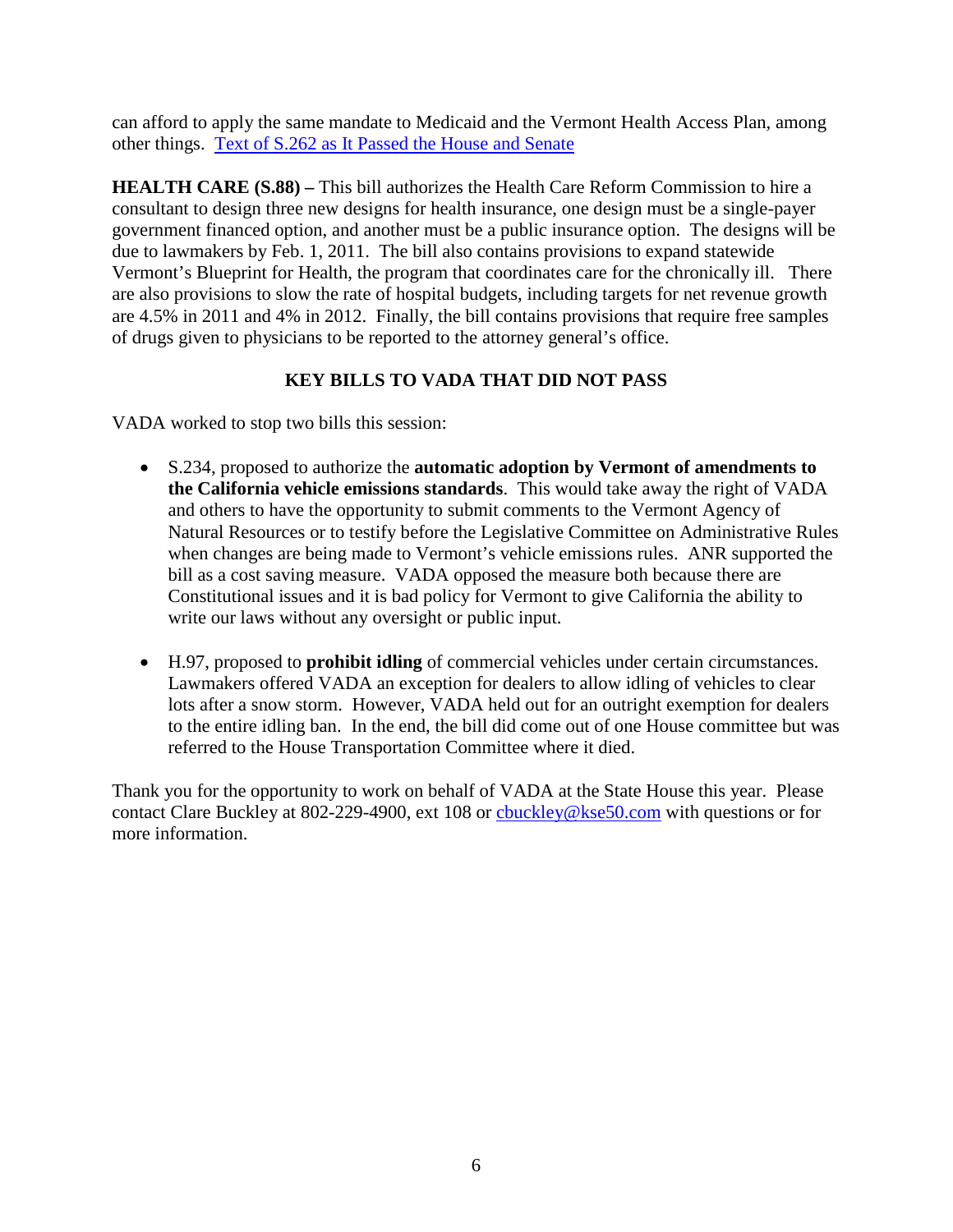can afford to apply the same mandate to Medicaid and the Vermont Health Access Plan, among other things. [Text of S.262 as It Passed the House and Senate]()

**HEALTH CARE (S.88) –** This bill authorizes the Health Care Reform Commission to hire a consultant to design three new designs for health insurance, one design must be a single-payer government financed option, and another must be a public insurance option. The designs will be due to lawmakers by Feb. 1, 2011. The bill also contains provisions to expand statewide Vermont's Blueprint for Health, the program that coordinates care for the chronically ill. There are also provisions to slow the rate of hospital budgets, including targets for net revenue growth are 4.5% in 2011 and 4% in 2012. Finally, the bill contains provisions that require free samples of drugs given to physicians to be reported to the attorney general's office.

## KEY BILLS TO VADA THAT DID NOT PASS

VADA worked to stop two bills this session:

- S.234, proposed to authorize the **automatic adoption by Vermont of amendments to the California vehicle emissions standards**. This would take away the right of VADA and others to have the opportunity to submit comments to the Vermont Agency of Natural Resources or to testify before the Legislative Committee on Administrative Rules when changes are being made to Vermont's vehicle emissions rules. ANR supported the bill as a cost saving measure. VADA opposed the measure both because there are Constitutional issues and it is bad policy for Vermont to give California the ability to write our laws without any oversight or public input.

- H.97, proposed to **prohibit idling** of commercial vehicles under certain circumstances. Lawmakers offered VADA an exception for dealers to allow idling of vehicles to clear lots after a snow storm. However, VADA held out for an outright exemption for dealers to the entire idling ban. In the end, the bill did come out of one House committee but was referred to the House Transportation Committee where it died.

Thank you for the opportunity to work on behalf of VADA at the State House this year. Please contact Clare Buckley at 802-229-4900, ext 108 or [cbuckley@kse50.com](mailto:cbuckley@kse50.com) with questions or for more information.